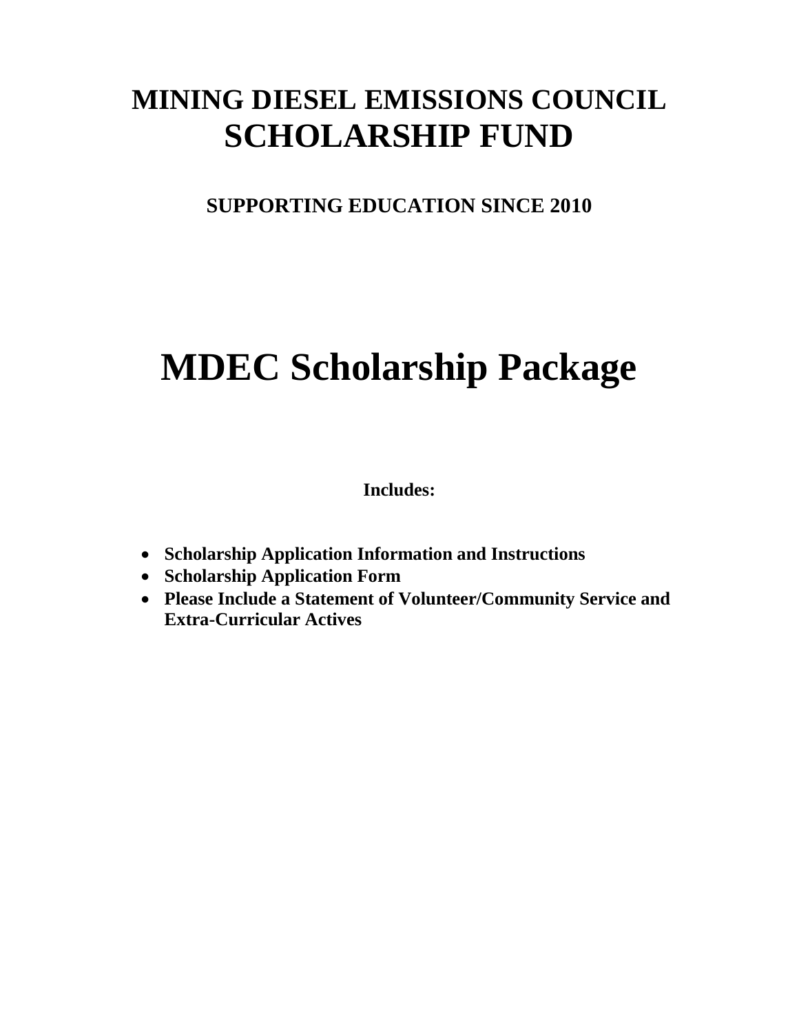# MINING DIESEL EMISSIONS COUNCIL
# SCHOLARSHIP FUND

**SUPPORTING EDUCATION SINCE 2010**

# MDEC Scholarship Package

**Includes:**

- **Scholarship Application Information and Instructions**
- **Scholarship Application Form**
- **Please Include a Statement of Volunteer/Community Service and Extra-Curricular Actives**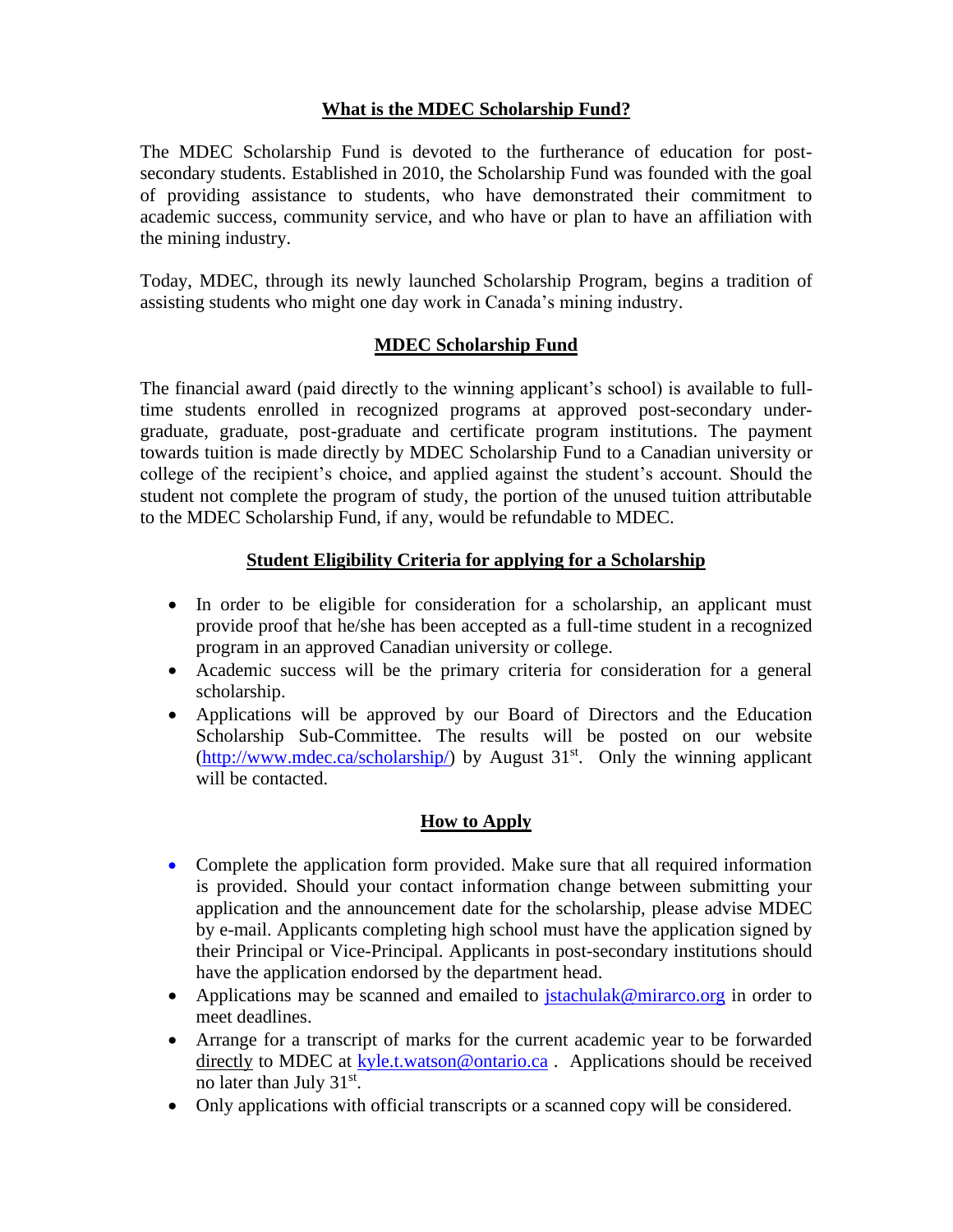## What is the MDEC Scholarship Fund?

The MDEC Scholarship Fund is devoted to the furtherance of education for post-secondary students. Established in 2010, the Scholarship Fund was founded with the goal of providing assistance to students, who have demonstrated their commitment to academic success, community service, and who have or plan to have an affiliation with the mining industry.

Today, MDEC, through its newly launched Scholarship Program, begins a tradition of assisting students who might one day work in Canada's mining industry.

## MDEC Scholarship Fund

The financial award (paid directly to the winning applicant's school) is available to full-time students enrolled in recognized programs at approved post-secondary under-graduate, graduate, post-graduate and certificate program institutions. The payment towards tuition is made directly by MDEC Scholarship Fund to a Canadian university or college of the recipient's choice, and applied against the student's account. Should the student not complete the program of study, the portion of the unused tuition attributable to the MDEC Scholarship Fund, if any, would be refundable to MDEC.

## Student Eligibility Criteria for applying for a Scholarship

- In order to be eligible for consideration for a scholarship, an applicant must provide proof that he/she has been accepted as a full-time student in a recognized program in an approved Canadian university or college.
- Academic success will be the primary criteria for consideration for a general scholarship.
- Applications will be approved by our Board of Directors and the Education Scholarship Sub-Committee. The results will be posted on our website (http://www.mdec.ca/scholarship/) by August 31st. Only the winning applicant will be contacted.

## How to Apply

- Complete the application form provided. Make sure that all required information is provided. Should your contact information change between submitting your application and the announcement date for the scholarship, please advise MDEC by e-mail. Applicants completing high school must have the application signed by their Principal or Vice-Principal. Applicants in post-secondary institutions should have the application endorsed by the department head.
- Applications may be scanned and emailed to jstachulak@mirarco.org in order to meet deadlines.
- Arrange for a transcript of marks for the current academic year to be forwarded directly to MDEC at kyle.t.watson@ontario.ca . Applications should be received no later than July 31st.
- Only applications with official transcripts or a scanned copy will be considered.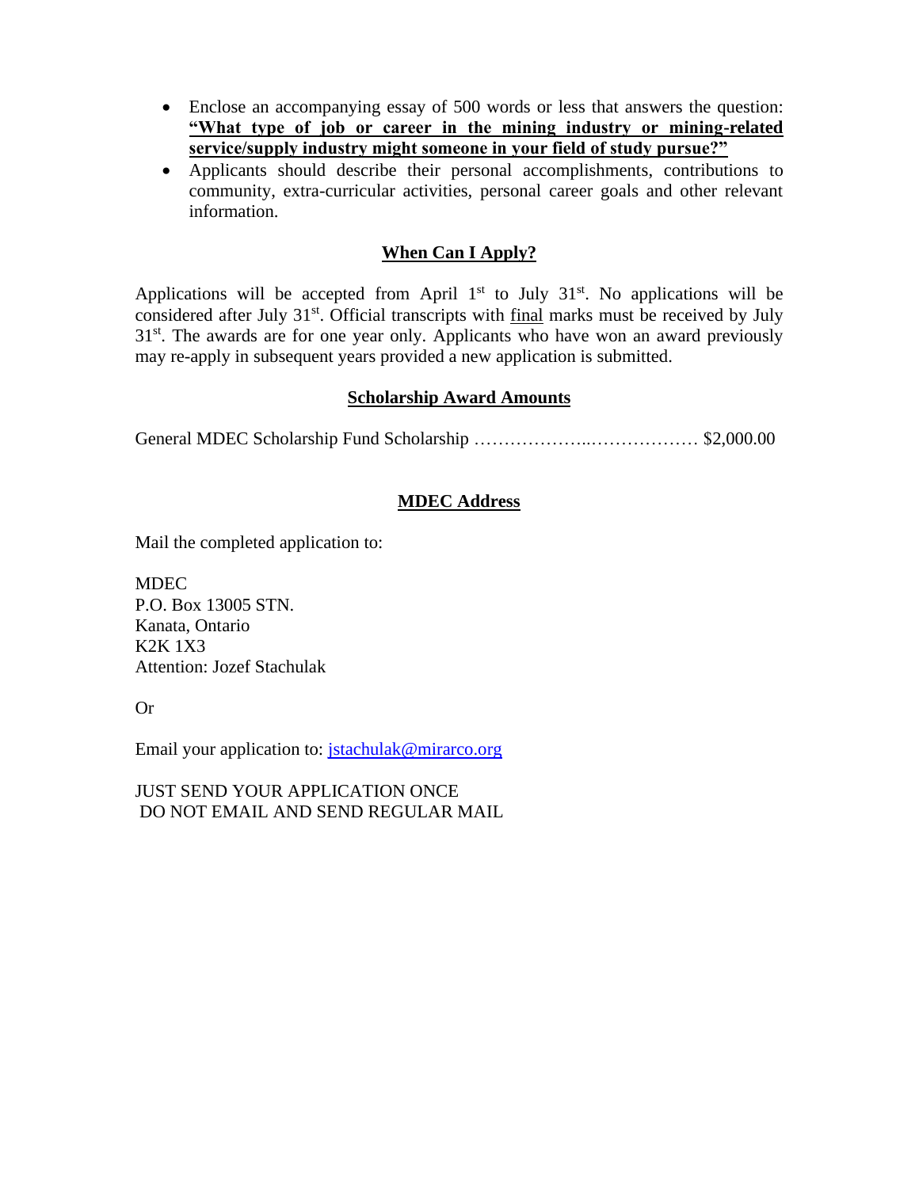- Enclose an accompanying essay of 500 words or less that answers the question: **"What type of job or career in the mining industry or mining-related service/supply industry might someone in your field of study pursue?"**
- Applicants should describe their personal accomplishments, contributions to community, extra-curricular activities, personal career goals and other relevant information.

## When Can I Apply?

Applications will be accepted from April 1st to July 31st. No applications will be considered after July 31st. Official transcripts with final marks must be received by July 31st. The awards are for one year only. Applicants who have won an award previously may re-apply in subsequent years provided a new application is submitted.

## Scholarship Award Amounts

General MDEC Scholarship Fund Scholarship ………………..……………… $2,000.00

## MDEC Address

Mail the completed application to:

MDEC  
P.O. Box 13005 STN.  
Kanata, Ontario  
K2K 1X3  
Attention: Jozef Stachulak

Or

Email your application to: jstachulak@mirarco.org

JUST SEND YOUR APPLICATION ONCE  
DO NOT EMAIL AND SEND REGULAR MAIL